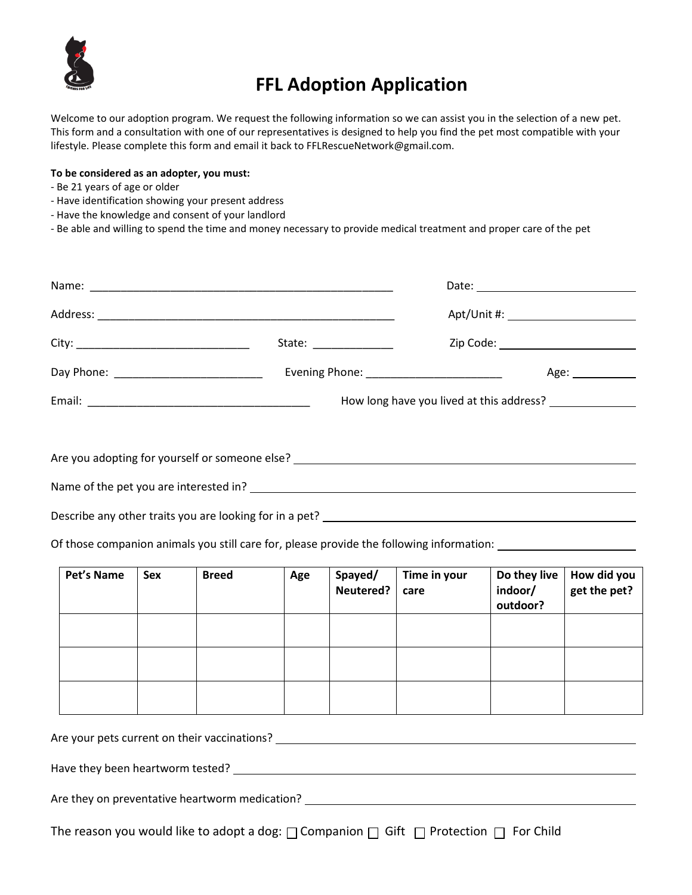# FFL Adoption Application

Welcome to our adoption program. We request the following information so we can assist you in the selection of a new pet. This form and a consultation with one of our representatives is designed to help you find the pet most compatible with your lifestyle. Please complete this form and email it back to FFLRescueNetwork@gmail.com.

**To be considered as an adopter, you must:**

- Be 21 years of age or older
- Have identification showing your present address
- Have the knowledge and consent of your landlord
- Be able and willing to spend the time and money necessary to provide medical treatment and proper care of the pet

Name: ___________________________________________________ Date: ___________________________

Address: ___________________________________________________ Apt/Unit #: ______________________

City: _____________________________ State: _____________ Zip Code: _______________________

Day Phone: ________________________ Evening Phone: ______________________ Age: ___________

Email: ____________________________________ How long have you lived at this address? ______________

Are you adopting for yourself or someone else? ____________________________________________________

Name of the pet you are interested in? ____________________________________________________

Describe any other traits you are looking for in a pet? ____________________________________________

Of those companion animals you still care for, please provide the following information: ______________________

| Pet's Name | Sex | Breed | Age | Spayed/ Neutered? | Time in your care | Do they live indoor/ outdoor? | How did you get the pet? |
|---|---|---|---|---|---|---|---|
| | | | | | | | |
| | | | | | | | |
| | | | | | | | |

Are your pets current on their vaccinations? ____________________________________________________

Have they been heartworm tested? ____________________________________________________

Are they on preventative heartworm medication? ____________________________________________________

The reason you would like to adopt a dog: ☐ Companion ☐ Gift ☐ Protection ☐ For Child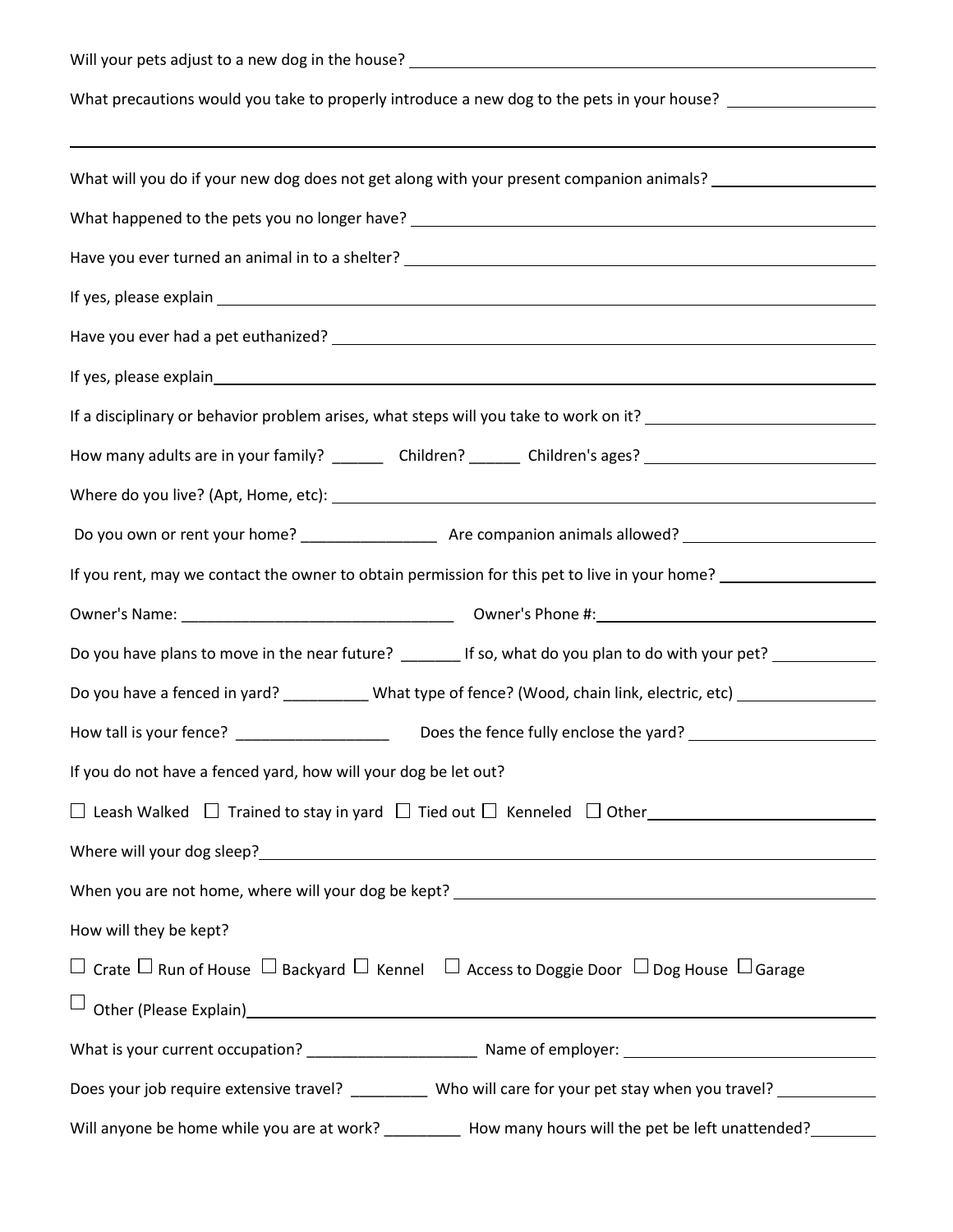Will your pets adjust to a new dog in the house? ______________________________________________

What precautions would you take to properly introduce a new dog to the pets in your house? __________________

______________________________________________________________________________________________

What will you do if your new dog does not get along with your present companion animals? ____________________

What happened to the pets you no longer have? ______________________________________________

Have you ever turned an animal in to a shelter? ______________________________________________

If yes, please explain ______________________________________________________________________

Have you ever had a pet euthanized? ______________________________________________________

If yes, please explain______________________________________________________________________

If a disciplinary or behavior problem arises, what steps will you take to work on it? ____________________________

How many adults are in your family? ______ Children? ______ Children's ages? ____________________________

Where do you live? (Apt, Home, etc): ______________________________________________________

Do you own or rent your home? ________________ Are companion animals allowed? ______________________

If you rent, may we contact the owner to obtain permission for this pet to live in your home? __________________

Owner's Name: ________________________________ Owner's Phone #:________________________________

Do you have plans to move in the near future? _______ If so, what do you plan to do with your pet? ____________

Do you have a fenced in yard? __________ What type of fence? (Wood, chain link, electric, etc) ________________

How tall is your fence? __________________ Does the fence fully enclose the yard? _____________________

If you do not have a fenced yard, how will your dog be let out?

☐ Leash Walked ☐ Trained to stay in yard ☐ Tied out ☐ Kenneled ☐ Other__________________________

Where will your dog sleep?______________________________________________________________

When you are not home, where will your dog be kept? _________________________________________

How will they be kept?

☐ Crate ☐ Run of House ☐ Backyard ☐ Kennel ☐ Access to Doggie Door ☐ Dog House ☐ Garage

☐ Other (Please Explain)______________________________________________________________

What is your current occupation? ____________________ Name of employer: ____________________________

Does your job require extensive travel? _________ Who will care for your pet stay when you travel? ___________

Will anyone be home while you are at work? _________ How many hours will the pet be left unattended?_______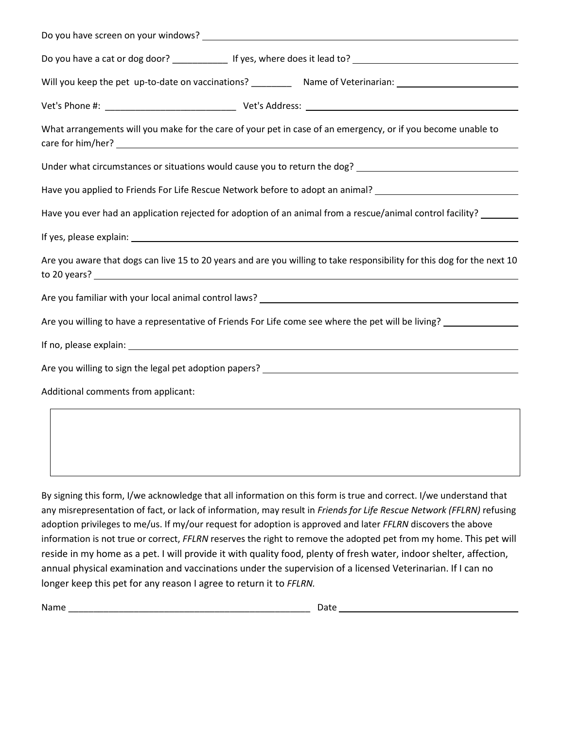Do you have screen on your windows? ____________________

Do you have a cat or dog door? ___________ If yes, where does it lead to? ____________________

Will you keep the pet up-to-date on vaccinations? ________ Name of Veterinarian: ____________________

Vet's Phone #: __________________________ Vet's Address: ____________________

What arrangements will you make for the care of your pet in case of an emergency, or if you become unable to care for him/her? ____________________

Under what circumstances or situations would cause you to return the dog? ____________________

Have you applied to Friends For Life Rescue Network before to adopt an animal? ____________________

Have you ever had an application rejected for adoption of an animal from a rescue/animal control facility? ________

If yes, please explain: ____________________

Are you aware that dogs can live 15 to 20 years and are you willing to take responsibility for this dog for the next 10 to 20 years? ____________________

Are you familiar with your local animal control laws? ____________________

Are you willing to have a representative of Friends For Life come see where the pet will be living? ________

If no, please explain: ____________________

Are you willing to sign the legal pet adoption papers? ____________________

Additional comments from applicant:

| |
|---|
| |

By signing this form, I/we acknowledge that all information on this form is true and correct. I/we understand that any misrepresentation of fact, or lack of information, may result in *Friends for Life Rescue Network (FFLRN)* refusing adoption privileges to me/us. If my/our request for adoption is approved and later *FFLRN* discovers the above information is not true or correct, *FFLRN* reserves the right to remove the adopted pet from my home. This pet will reside in my home as a pet. I will provide it with quality food, plenty of fresh water, indoor shelter, affection, annual physical examination and vaccinations under the supervision of a licensed Veterinarian. If I can no longer keep this pet for any reason I agree to return it to *FFLRN.*

Name __________________________________________________ Date ____________________